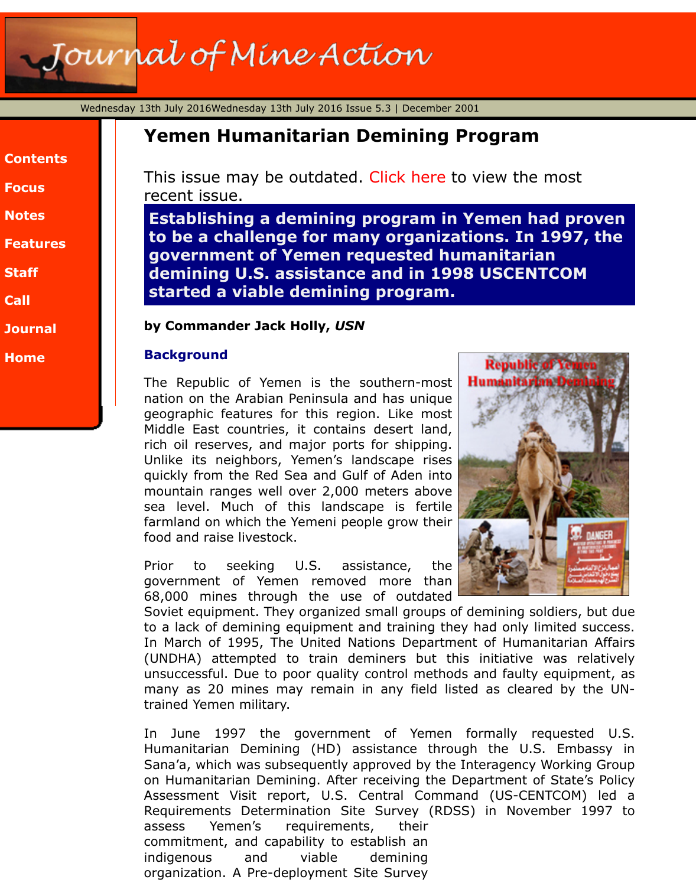# Yemen Humanitarian Demining Program

This issue may be outdated. Click here to view the most recent issue.

**Establishing a demining program in Yemen had proven to be a challenge for many organizations. In 1997, the government of Yemen requested humanitarian demining U.S. assistance and in 1998 USCENTCOM started a viable demining program.**

**by Commander Jack Holly, *USN***

## Background

The Republic of Yemen is the southern-most nation on the Arabian Peninsula and has unique geographic features for this region. Like most Middle East countries, it contains desert land, rich oil reserves, and major ports for shipping. Unlike its neighbors, Yemen's landscape rises quickly from the Red Sea and Gulf of Aden into mountain ranges well over 2,000 meters above sea level. Much of this landscape is fertile farmland on which the Yemeni people grow their food and raise livestock.

Prior to seeking U.S. assistance, the government of Yemen removed more than 68,000 mines through the use of outdated Soviet equipment. They organized small groups of demining soldiers, but due to a lack of demining equipment and training they had only limited success. In March of 1995, The United Nations Department of Humanitarian Affairs (UNDHA) attempted to train deminers but this initiative was relatively unsuccessful. Due to poor quality control methods and faulty equipment, as many as 20 mines may remain in any field listed as cleared by the UN-trained Yemen military.

In June 1997 the government of Yemen formally requested U.S. Humanitarian Demining (HD) assistance through the U.S. Embassy in Sana'a, which was subsequently approved by the Interagency Working Group on Humanitarian Demining. After receiving the Department of State's Policy Assessment Visit report, U.S. Central Command (US-CENTCOM) led a Requirements Determination Site Survey (RDSS) in November 1997 to assess Yemen's requirements, their commitment, and capability to establish an indigenous and viable demining organization. A Pre-deployment Site Survey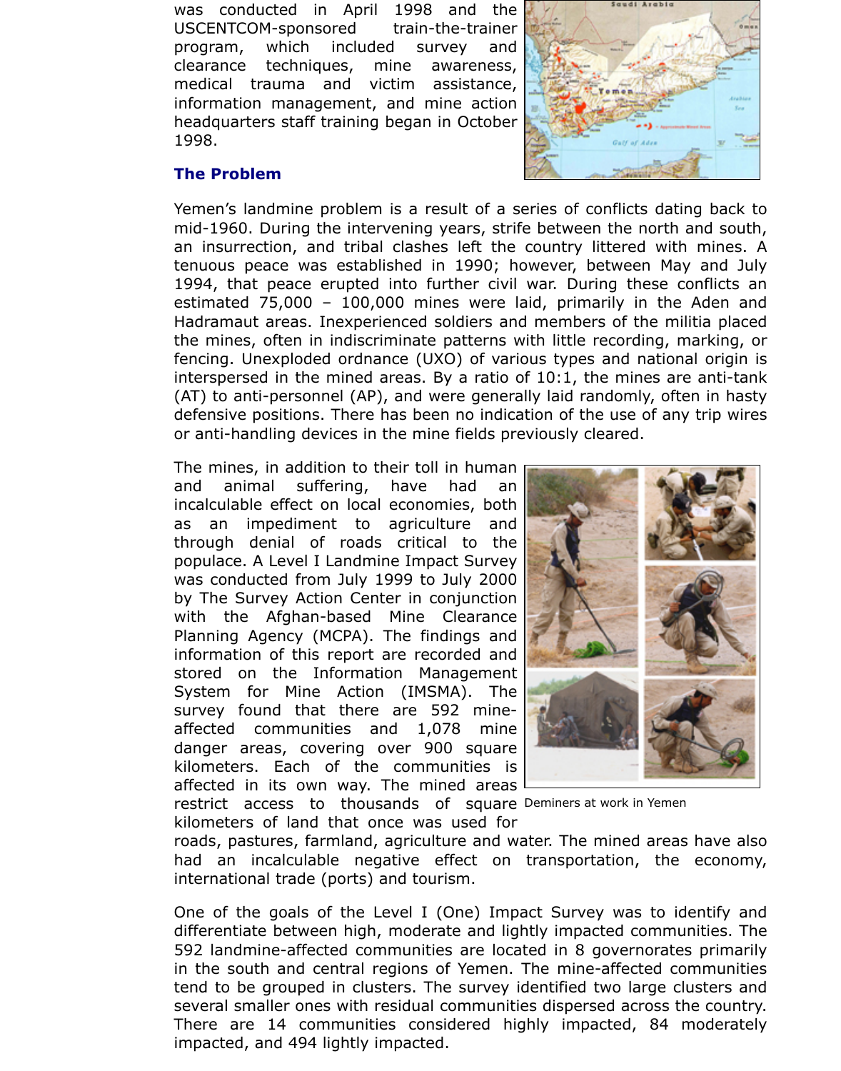was conducted in April 1998 and the USCENTCOM-sponsored train-the-trainer program, which included survey and clearance techniques, mine awareness, medical trauma and victim assistance, information management, and mine action headquarters staff training began in October 1998.

### The Problem

Yemen's landmine problem is a result of a series of conflicts dating back to mid-1960. During the intervening years, strife between the north and south, an insurrection, and tribal clashes left the country littered with mines. A tenuous peace was established in 1990; however, between May and July 1994, that peace erupted into further civil war. During these conflicts an estimated 75,000 – 100,000 mines were laid, primarily in the Aden and Hadramaut areas. Inexperienced soldiers and members of the militia placed the mines, often in indiscriminate patterns with little recording, marking, or fencing. Unexploded ordnance (UXO) of various types and national origin is interspersed in the mined areas. By a ratio of 10:1, the mines are anti-tank (AT) to anti-personnel (AP), and were generally laid randomly, often in hasty defensive positions. There has been no indication of the use of any trip wires or anti-handling devices in the mine fields previously cleared.

The mines, in addition to their toll in human and animal suffering, have had an incalculable effect on local economies, both as an impediment to agriculture and through denial of roads critical to the populace. A Level I Landmine Impact Survey was conducted from July 1999 to July 2000 by The Survey Action Center in conjunction with the Afghan-based Mine Clearance Planning Agency (MCPA). The findings and information of this report are recorded and stored on the Information Management System for Mine Action (IMSMA). The survey found that there are 592 mine-affected communities and 1,078 mine danger areas, covering over 900 square kilometers. Each of the communities is affected in its own way. The mined areas restrict access to thousands of square kilometers of land that once was used for roads, pastures, farmland, agriculture and water. The mined areas have also had an incalculable negative effect on transportation, the economy, international trade (ports) and tourism.

Deminers at work in Yemen

One of the goals of the Level I (One) Impact Survey was to identify and differentiate between high, moderate and lightly impacted communities. The 592 landmine-affected communities are located in 8 governorates primarily in the south and central regions of Yemen. The mine-affected communities tend to be grouped in clusters. The survey identified two large clusters and several smaller ones with residual communities dispersed across the country. There are 14 communities considered highly impacted, 84 moderately impacted, and 494 lightly impacted.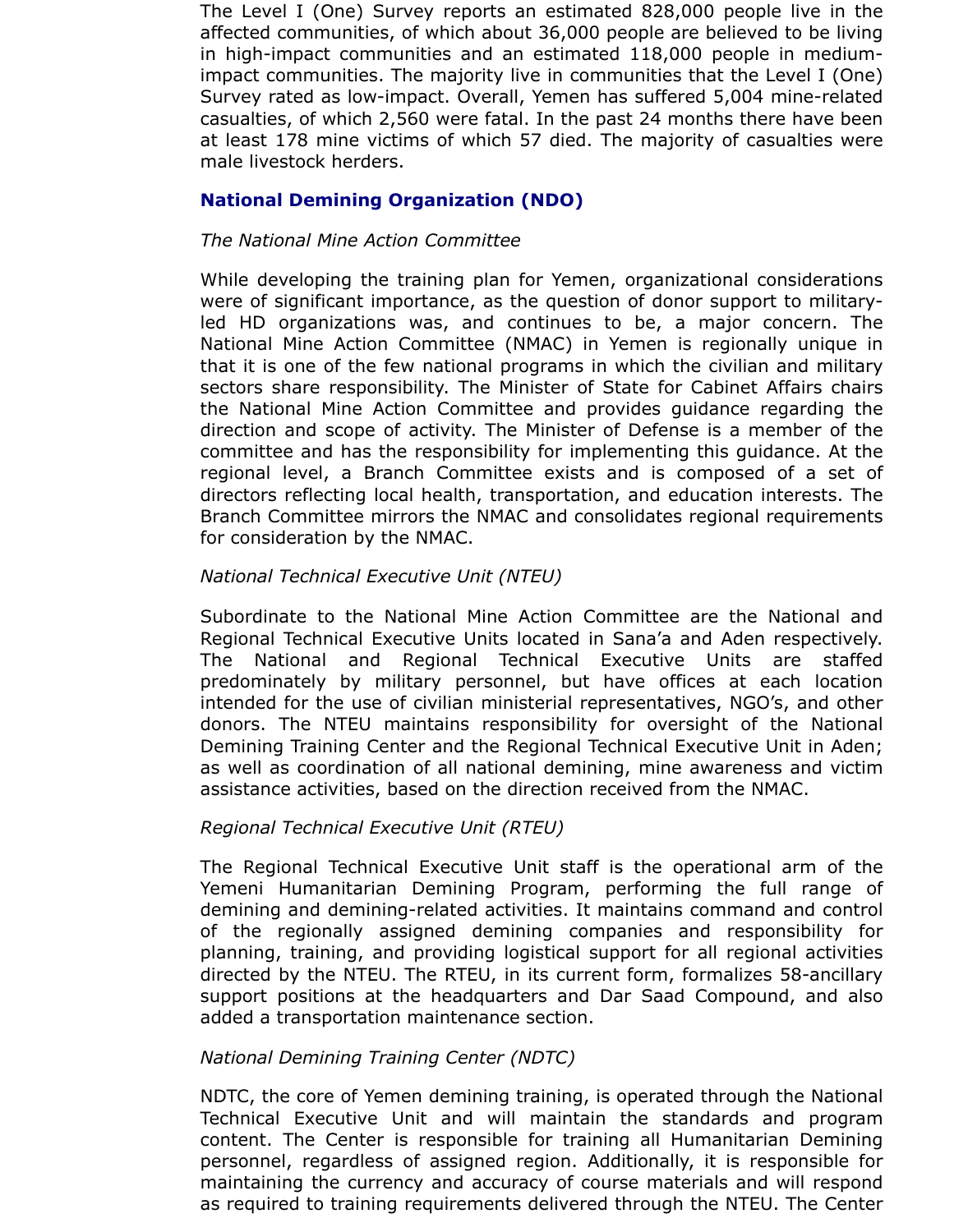The Level I (One) Survey reports an estimated 828,000 people live in the affected communities, of which about 36,000 people are believed to be living in high-impact communities and an estimated 118,000 people in medium-impact communities. The majority live in communities that the Level I (One) Survey rated as low-impact. Overall, Yemen has suffered 5,004 mine-related casualties, of which 2,560 were fatal. In the past 24 months there have been at least 178 mine victims of which 57 died. The majority of casualties were male livestock herders.

## National Demining Organization (NDO)

*The National Mine Action Committee*

While developing the training plan for Yemen, organizational considerations were of significant importance, as the question of donor support to military-led HD organizations was, and continues to be, a major concern. The National Mine Action Committee (NMAC) in Yemen is regionally unique in that it is one of the few national programs in which the civilian and military sectors share responsibility. The Minister of State for Cabinet Affairs chairs the National Mine Action Committee and provides guidance regarding the direction and scope of activity. The Minister of Defense is a member of the committee and has the responsibility for implementing this guidance. At the regional level, a Branch Committee exists and is composed of a set of directors reflecting local health, transportation, and education interests. The Branch Committee mirrors the NMAC and consolidates regional requirements for consideration by the NMAC.

*National Technical Executive Unit (NTEU)*

Subordinate to the National Mine Action Committee are the National and Regional Technical Executive Units located in Sana'a and Aden respectively. The National and Regional Technical Executive Units are staffed predominately by military personnel, but have offices at each location intended for the use of civilian ministerial representatives, NGO's, and other donors. The NTEU maintains responsibility for oversight of the National Demining Training Center and the Regional Technical Executive Unit in Aden; as well as coordination of all national demining, mine awareness and victim assistance activities, based on the direction received from the NMAC.

*Regional Technical Executive Unit (RTEU)*

The Regional Technical Executive Unit staff is the operational arm of the Yemeni Humanitarian Demining Program, performing the full range of demining and demining-related activities. It maintains command and control of the regionally assigned demining companies and responsibility for planning, training, and providing logistical support for all regional activities directed by the NTEU. The RTEU, in its current form, formalizes 58-ancillary support positions at the headquarters and Dar Saad Compound, and also added a transportation maintenance section.

*National Demining Training Center (NDTC)*

NDTC, the core of Yemen demining training, is operated through the National Technical Executive Unit and will maintain the standards and program content. The Center is responsible for training all Humanitarian Demining personnel, regardless of assigned region. Additionally, it is responsible for maintaining the currency and accuracy of course materials and will respond as required to training requirements delivered through the NTEU. The Center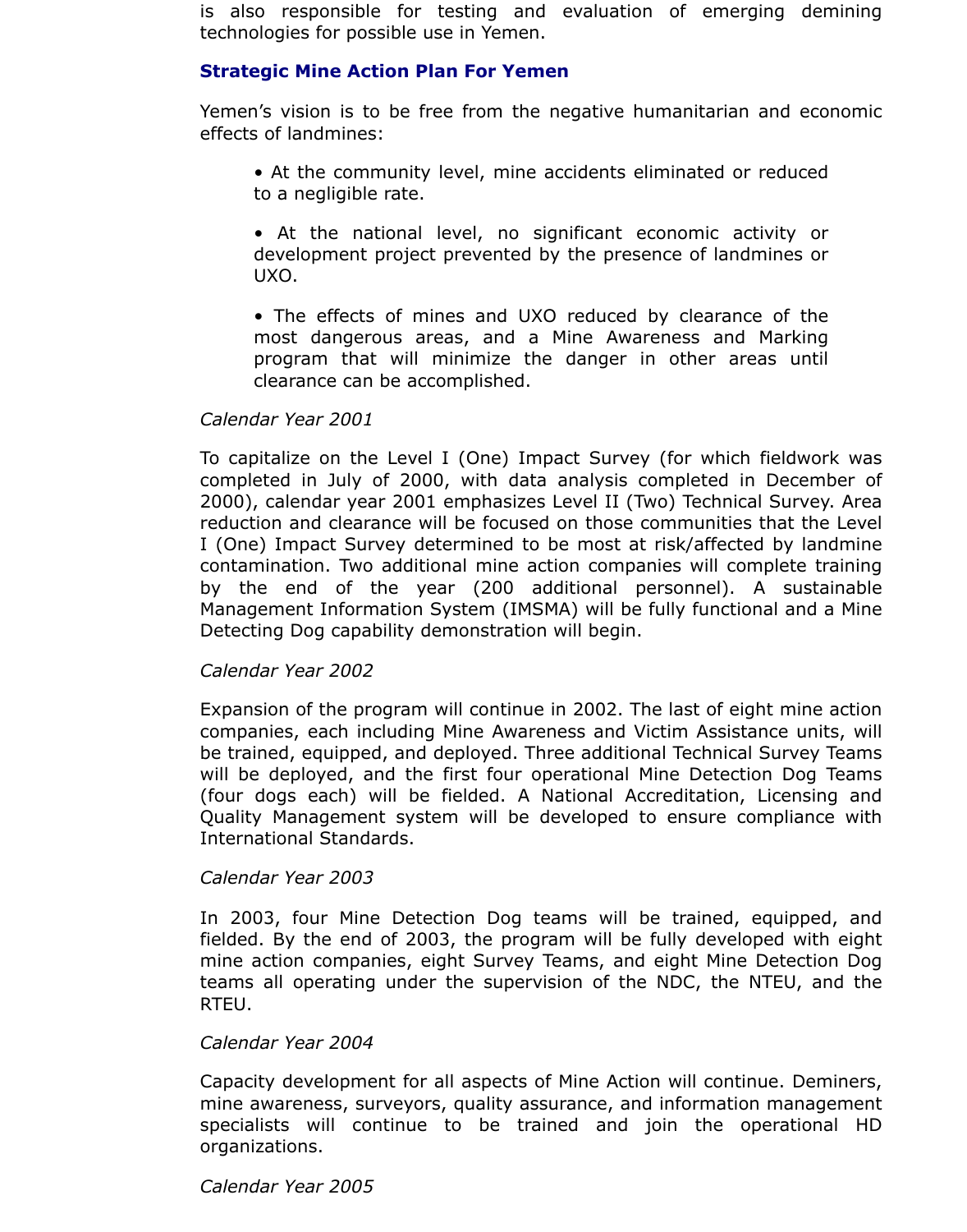is also responsible for testing and evaluation of emerging demining technologies for possible use in Yemen.

### Strategic Mine Action Plan For Yemen

Yemen's vision is to be free from the negative humanitarian and economic effects of landmines:

- At the community level, mine accidents eliminated or reduced to a negligible rate.
- At the national level, no significant economic activity or development project prevented by the presence of landmines or UXO.
- The effects of mines and UXO reduced by clearance of the most dangerous areas, and a Mine Awareness and Marking program that will minimize the danger in other areas until clearance can be accomplished.

*Calendar Year 2001*

To capitalize on the Level I (One) Impact Survey (for which fieldwork was completed in July of 2000, with data analysis completed in December of 2000), calendar year 2001 emphasizes Level II (Two) Technical Survey. Area reduction and clearance will be focused on those communities that the Level I (One) Impact Survey determined to be most at risk/affected by landmine contamination. Two additional mine action companies will complete training by the end of the year (200 additional personnel). A sustainable Management Information System (IMSMA) will be fully functional and a Mine Detecting Dog capability demonstration will begin.

*Calendar Year 2002*

Expansion of the program will continue in 2002. The last of eight mine action companies, each including Mine Awareness and Victim Assistance units, will be trained, equipped, and deployed. Three additional Technical Survey Teams will be deployed, and the first four operational Mine Detection Dog Teams (four dogs each) will be fielded. A National Accreditation, Licensing and Quality Management system will be developed to ensure compliance with International Standards.

*Calendar Year 2003*

In 2003, four Mine Detection Dog teams will be trained, equipped, and fielded. By the end of 2003, the program will be fully developed with eight mine action companies, eight Survey Teams, and eight Mine Detection Dog teams all operating under the supervision of the NDC, the NTEU, and the RTEU.

*Calendar Year 2004*

Capacity development for all aspects of Mine Action will continue. Deminers, mine awareness, surveyors, quality assurance, and information management specialists will continue to be trained and join the operational HD organizations.

*Calendar Year 2005*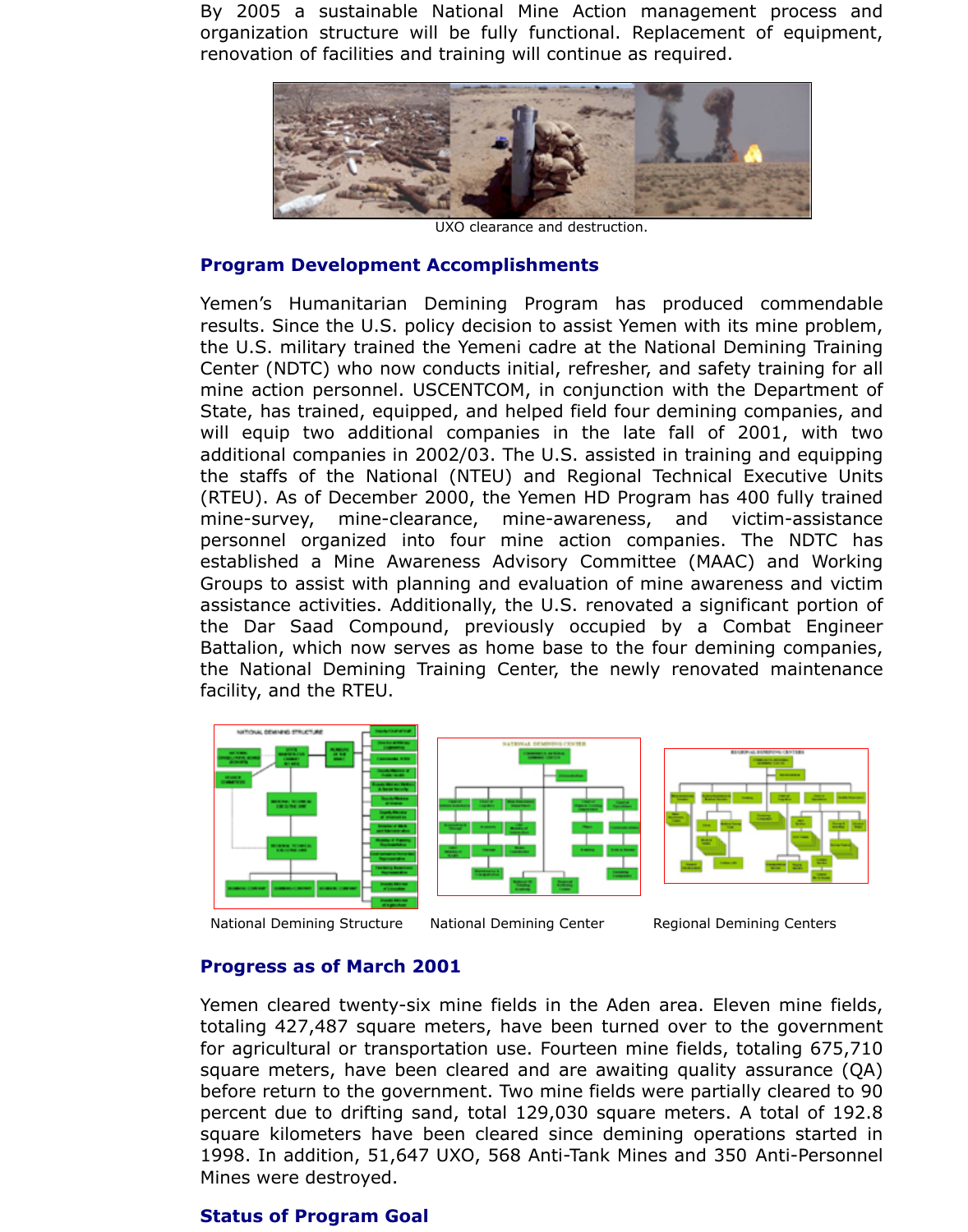By 2005 a sustainable National Mine Action management process and organization structure will be fully functional. Replacement of equipment, renovation of facilities and training will continue as required.

UXO clearance and destruction.

## Program Development Accomplishments

Yemen's Humanitarian Demining Program has produced commendable results. Since the U.S. policy decision to assist Yemen with its mine problem, the U.S. military trained the Yemeni cadre at the National Demining Training Center (NDTC) who now conducts initial, refresher, and safety training for all mine action personnel. USCENTCOM, in conjunction with the Department of State, has trained, equipped, and helped field four demining companies, and will equip two additional companies in the late fall of 2001, with two additional companies in 2002/03. The U.S. assisted in training and equipping the staffs of the National (NTEU) and Regional Technical Executive Units (RTEU). As of December 2000, the Yemen HD Program has 400 fully trained mine-survey, mine-clearance, mine-awareness, and victim-assistance personnel organized into four mine action companies. The NDTC has established a Mine Awareness Advisory Committee (MAAC) and Working Groups to assist with planning and evaluation of mine awareness and victim assistance activities. Additionally, the U.S. renovated a significant portion of the Dar Saad Compound, previously occupied by a Combat Engineer Battalion, which now serves as home base to the four demining companies, the National Demining Training Center, the newly renovated maintenance facility, and the RTEU.

National Demining Structure

National Demining Center

Regional Demining Centers

## Progress as of March 2001

Yemen cleared twenty-six mine fields in the Aden area. Eleven mine fields, totaling 427,487 square meters, have been turned over to the government for agricultural or transportation use. Fourteen mine fields, totaling 675,710 square meters, have been cleared and are awaiting quality assurance (QA) before return to the government. Two mine fields were partially cleared to 90 percent due to drifting sand, total 129,030 square meters. A total of 192.8 square kilometers have been cleared since demining operations started in 1998. In addition, 51,647 UXO, 568 Anti-Tank Mines and 350 Anti-Personnel Mines were destroyed.

## Status of Program Goal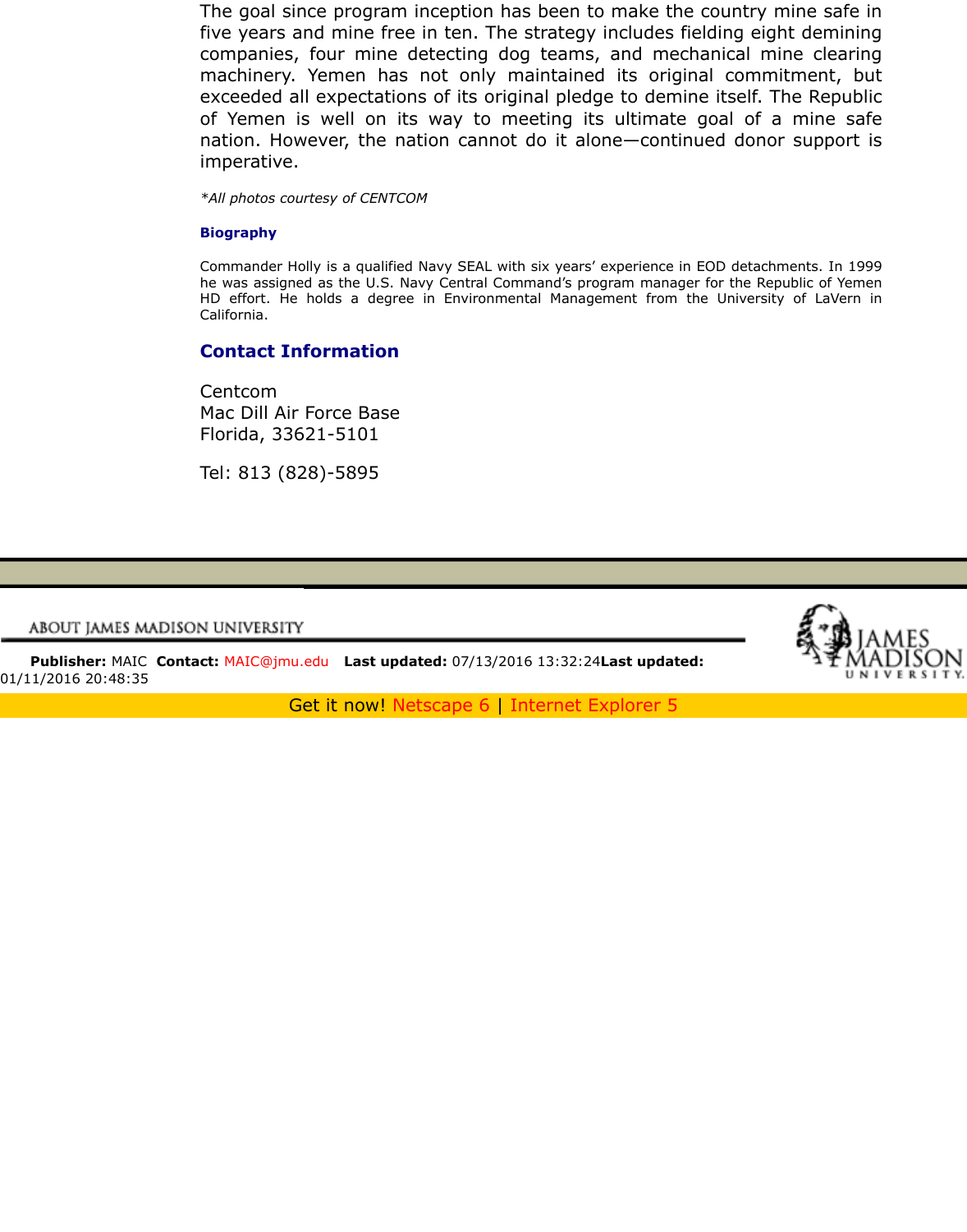The goal since program inception has been to make the country mine safe in five years and mine free in ten. The strategy includes fielding eight demining companies, four mine detecting dog teams, and mechanical mine clearing machinery. Yemen has not only maintained its original commitment, but exceeded all expectations of its original pledge to demine itself. The Republic of Yemen is well on its way to meeting its ultimate goal of a mine safe nation. However, the nation cannot do it alone—continued donor support is imperative.

*\*All photos courtesy of CENTCOM*

### Biography

Commander Holly is a qualified Navy SEAL with six years' experience in EOD detachments. In 1999 he was assigned as the U.S. Navy Central Command's program manager for the Republic of Yemen HD effort. He holds a degree in Environmental Management from the University of LaVern in California.

## Contact Information

Centcom
Mac Dill Air Force Base
Florida, 33621-5101

Tel: 813 (828)-5895

ABOUT JAMES MADISON UNIVERSITY

**Publisher:** MAIC **Contact:** MAIC@jmu.edu **Last updated:** 07/13/2016 13:32:24**Last updated:** 01/11/2016 20:48:35

Get it now! Netscape 6 | Internet Explorer 5